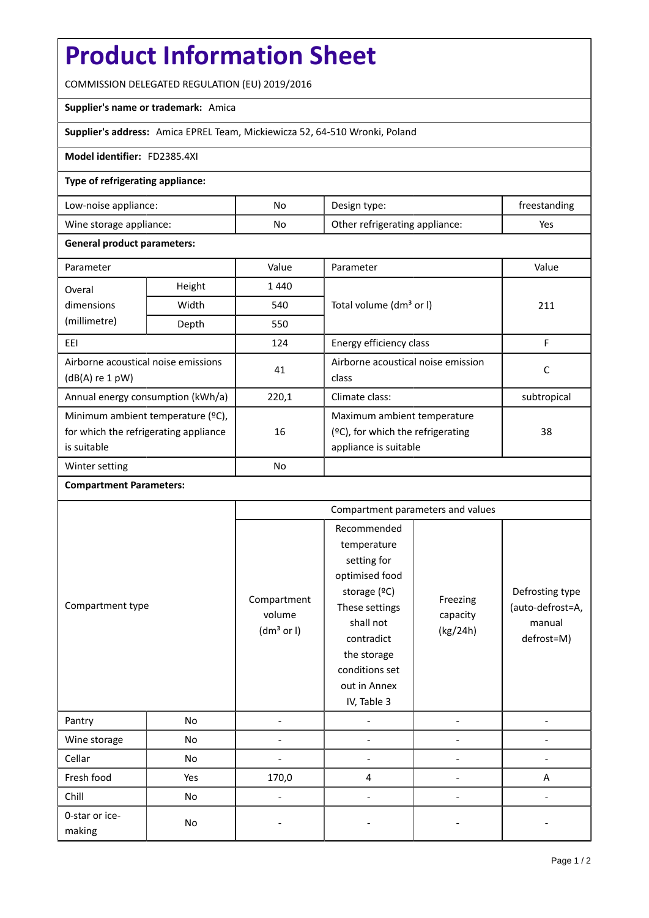# Product Information Sheet

COMMISSION DELEGATED REGULATION (EU) 2019/2016

**Supplier's name or trademark:** Amica

**Supplier's address:** Amica EPREL Team, Mickiewicza 52, 64-510 Wronki, Poland

**Model identifier:** FD2385.4XI

**Type of refrigerating appliance:**

| | | | |
|---|---|---|---|
| Low-noise appliance: | No | Design type: | freestanding |
| Wine storage appliance: | No | Other refrigerating appliance: | Yes |

**General product parameters:**

| Parameter | | Value | Parameter | Value |
|---|---|---|---|---|
| Overal dimensions (millimetre) | Height | 1 440 | Total volume (dm³ or l) | 211 |
| | Width | 540 | | |
| | Depth | 550 | | |
| EEI | | 124 | Energy efficiency class | F |
| Airborne acoustical noise emissions (dB(A) re 1 pW) | | 41 | Airborne acoustical noise emission class | C |
| Annual energy consumption (kWh/a) | | 220,1 | Climate class: | subtropical |
| Minimum ambient temperature (ºC), for which the refrigerating appliance is suitable | | 16 | Maximum ambient temperature (ºC), for which the refrigerating appliance is suitable | 38 |
| Winter setting | | No | | |

**Compartment Parameters:**

| Compartment type | | Compartment parameters and values | | | |
|---|---|---|---|---|---|
| | | Compartment volume (dm³ or l) | Recommended temperature setting for optimised food storage (ºC) These settings shall not contradict the storage conditions set out in Annex IV, Table 3 | Freezing capacity (kg/24h) | Defrosting type (auto-defrost=A, manual defrost=M) |
| Pantry | No | - | - | - | - |
| Wine storage | No | - | - | - | - |
| Cellar | No | - | - | - | - |
| Fresh food | Yes | 170,0 | 4 | - | A |
| Chill | No | - | - | - | - |
| 0-star or ice-making | No | - | - | - | - |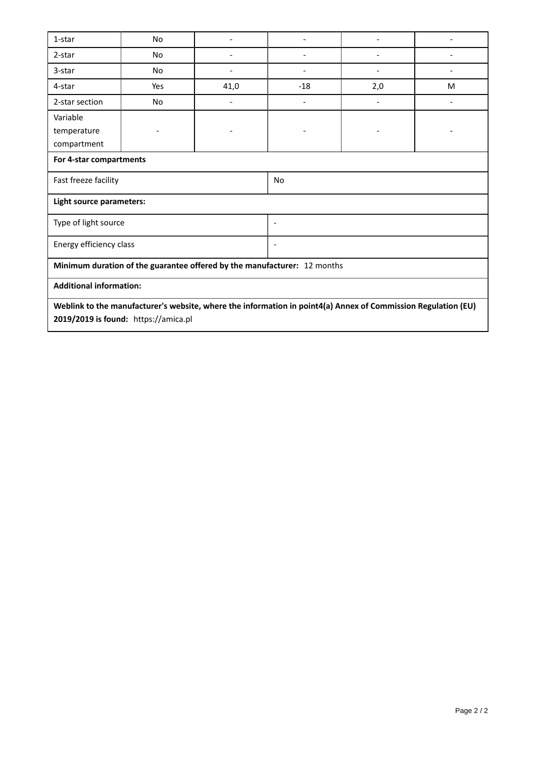| | | | | | |
|---|---|---|---|---|---|
| 1-star | No | - | - | - | - |
| 2-star | No | - | - | - | - |
| 3-star | No | - | - | - | - |
| 4-star | Yes | 41,0 | -18 | 2,0 | M |
| 2-star section | No | - | - | - | - |
| Variable temperature compartment | - | - | - | - | - |

| | |
|---|---|
| **For 4-star compartments** | |
| Fast freeze facility | No |
| **Light source parameters:** | |
| Type of light source | - |
| Energy efficiency class | - |

**Minimum duration of the guarantee offered by the manufacturer:** 12 months

**Additional information:**

**Weblink to the manufacturer's website, where the information in point4(a) Annex of Commission Regulation (EU) 2019/2019 is found:** https://amica.pl